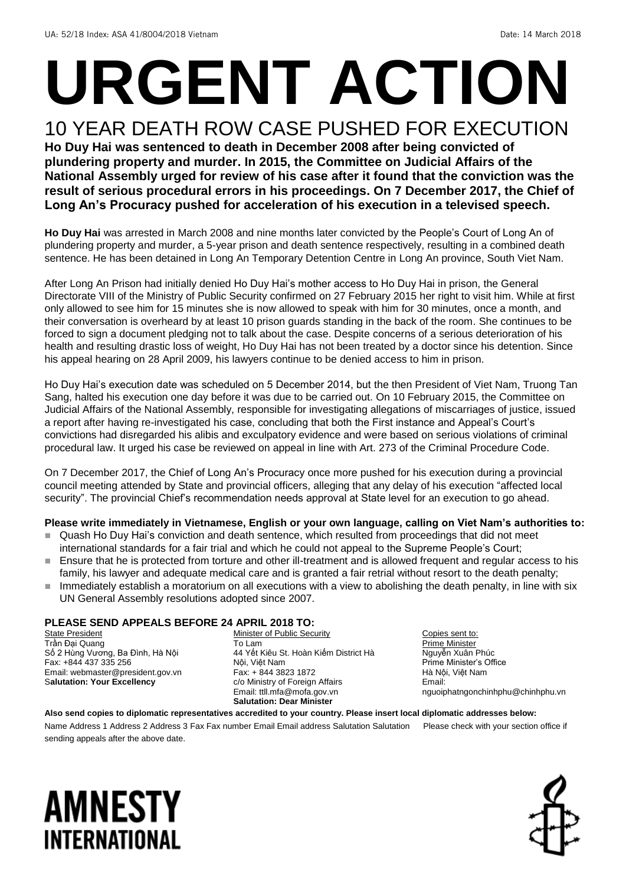UA: 52/18 Index: ASA 41/8004/2018 Vietnam Date: 14 March 2018

# URGENT ACTION

## 10 YEAR DEATH ROW CASE PUSHED FOR EXECUTION

**Ho Duy Hai was sentenced to death in December 2008 after being convicted of plundering property and murder. In 2015, the Committee on Judicial Affairs of the National Assembly urged for review of his case after it found that the conviction was the result of serious procedural errors in his proceedings. On 7 December 2017, the Chief of Long An's Procuracy pushed for acceleration of his execution in a televised speech.**

**Ho Duy Hai** was arrested in March 2008 and nine months later convicted by the People's Court of Long An of plundering property and murder, a 5-year prison and death sentence respectively, resulting in a combined death sentence. He has been detained in Long An Temporary Detention Centre in Long An province, South Viet Nam.

After Long An Prison had initially denied Ho Duy Hai's mother access to Ho Duy Hai in prison, the General Directorate VIII of the Ministry of Public Security confirmed on 27 February 2015 her right to visit him. While at first only allowed to see him for 15 minutes she is now allowed to speak with him for 30 minutes, once a month, and their conversation is overheard by at least 10 prison guards standing in the back of the room. She continues to be forced to sign a document pledging not to talk about the case. Despite concerns of a serious deterioration of his health and resulting drastic loss of weight, Ho Duy Hai has not been treated by a doctor since his detention. Since his appeal hearing on 28 April 2009, his lawyers continue to be denied access to him in prison.

Ho Duy Hai's execution date was scheduled on 5 December 2014, but the then President of Viet Nam, Truong Tan Sang, halted his execution one day before it was due to be carried out. On 10 February 2015, the Committee on Judicial Affairs of the National Assembly, responsible for investigating allegations of miscarriages of justice, issued a report after having re-investigated his case, concluding that both the First instance and Appeal's Court's convictions had disregarded his alibis and exculpatory evidence and were based on serious violations of criminal procedural law. It urged his case be reviewed on appeal in line with Art. 273 of the Criminal Procedure Code.

On 7 December 2017, the Chief of Long An's Procuracy once more pushed for his execution during a provincial council meeting attended by State and provincial officers, alleging that any delay of his execution "affected local security". The provincial Chief's recommendation needs approval at State level for an execution to go ahead.

**Please write immediately in Vietnamese, English or your own language, calling on Viet Nam's authorities to:**

- Quash Ho Duy Hai's conviction and death sentence, which resulted from proceedings that did not meet international standards for a fair trial and which he could not appeal to the Supreme People's Court;
- Ensure that he is protected from torture and other ill-treatment and is allowed frequent and regular access to his family, his lawyer and adequate medical care and is granted a fair retrial without resort to the death penalty;
- Immediately establish a moratorium on all executions with a view to abolishing the death penalty, in line with six UN General Assembly resolutions adopted since 2007.

**PLEASE SEND APPEALS BEFORE 24 APRIL 2018 TO:**

State President
Trần Đại Quang
Số 2 Hùng Vương, Ba Đình, Hà Nội
Fax: +844 437 335 256
Email: webmaster@president.gov.vn
**Salutation: Your Excellency**

Minister of Public Security
To Lam
44 Yết Kiêu St. Hoàn Kiếm District Hà Nội, Việt Nam
Fax: + 844 3823 1872
c/o Ministry of Foreign Affairs
Email: ttll.mfa@mofa.gov.vn
**Salutation: Dear Minister**

Copies sent to:
Prime Minister
Nguyễn Xuân Phúc
Prime Minister's Office
Hà Nội, Việt Nam
Email:
nguoiphatngonchinhphu@chinhphu.vn

**Also send copies to diplomatic representatives accredited to your country. Please insert local diplomatic addresses below:**

Name Address 1 Address 2 Address 3 Fax Fax number Email Email address Salutation Salutation Please check with your section office if sending appeals after the above date.

AMNESTY INTERNATIONAL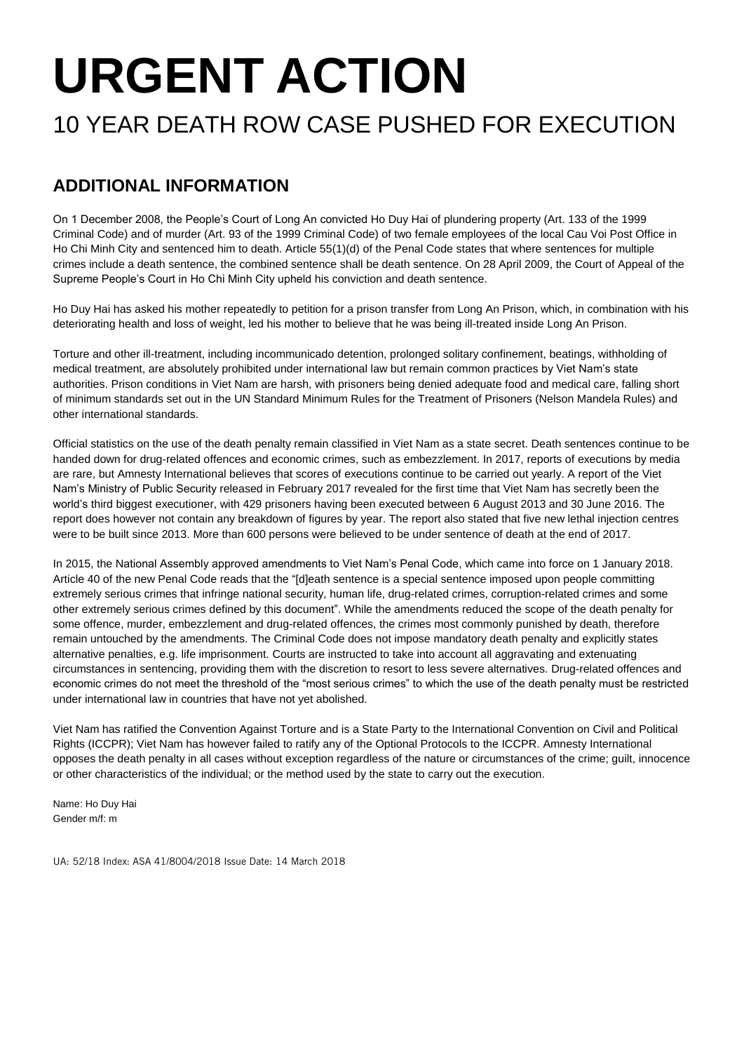# URGENT ACTION

10 YEAR DEATH ROW CASE PUSHED FOR EXECUTION

## ADDITIONAL INFORMATION

On 1 December 2008, the People's Court of Long An convicted Ho Duy Hai of plundering property (Art. 133 of the 1999 Criminal Code) and of murder (Art. 93 of the 1999 Criminal Code) of two female employees of the local Cau Voi Post Office in Ho Chi Minh City and sentenced him to death. Article 55(1)(d) of the Penal Code states that where sentences for multiple crimes include a death sentence, the combined sentence shall be death sentence. On 28 April 2009, the Court of Appeal of the Supreme People's Court in Ho Chi Minh City upheld his conviction and death sentence.

Ho Duy Hai has asked his mother repeatedly to petition for a prison transfer from Long An Prison, which, in combination with his deteriorating health and loss of weight, led his mother to believe that he was being ill-treated inside Long An Prison.

Torture and other ill-treatment, including incommunicado detention, prolonged solitary confinement, beatings, withholding of medical treatment, are absolutely prohibited under international law but remain common practices by Viet Nam's state authorities. Prison conditions in Viet Nam are harsh, with prisoners being denied adequate food and medical care, falling short of minimum standards set out in the UN Standard Minimum Rules for the Treatment of Prisoners (Nelson Mandela Rules) and other international standards.

Official statistics on the use of the death penalty remain classified in Viet Nam as a state secret. Death sentences continue to be handed down for drug-related offences and economic crimes, such as embezzlement. In 2017, reports of executions by media are rare, but Amnesty International believes that scores of executions continue to be carried out yearly. A report of the Viet Nam's Ministry of Public Security released in February 2017 revealed for the first time that Viet Nam has secretly been the world's third biggest executioner, with 429 prisoners having been executed between 6 August 2013 and 30 June 2016. The report does however not contain any breakdown of figures by year. The report also stated that five new lethal injection centres were to be built since 2013. More than 600 persons were believed to be under sentence of death at the end of 2017.

In 2015, the National Assembly approved amendments to Viet Nam's Penal Code, which came into force on 1 January 2018. Article 40 of the new Penal Code reads that the "[d]eath sentence is a special sentence imposed upon people committing extremely serious crimes that infringe national security, human life, drug-related crimes, corruption-related crimes and some other extremely serious crimes defined by this document". While the amendments reduced the scope of the death penalty for some offence, murder, embezzlement and drug-related offences, the crimes most commonly punished by death, therefore remain untouched by the amendments. The Criminal Code does not impose mandatory death penalty and explicitly states alternative penalties, e.g. life imprisonment. Courts are instructed to take into account all aggravating and extenuating circumstances in sentencing, providing them with the discretion to resort to less severe alternatives. Drug-related offences and economic crimes do not meet the threshold of the "most serious crimes" to which the use of the death penalty must be restricted under international law in countries that have not yet abolished.

Viet Nam has ratified the Convention Against Torture and is a State Party to the International Convention on Civil and Political Rights (ICCPR); Viet Nam has however failed to ratify any of the Optional Protocols to the ICCPR. Amnesty International opposes the death penalty in all cases without exception regardless of the nature or circumstances of the crime; guilt, innocence or other characteristics of the individual; or the method used by the state to carry out the execution.

Name: Ho Duy Hai
Gender m/f: m

UA: 52/18 Index: ASA 41/8004/2018 Issue Date: 14 March 2018